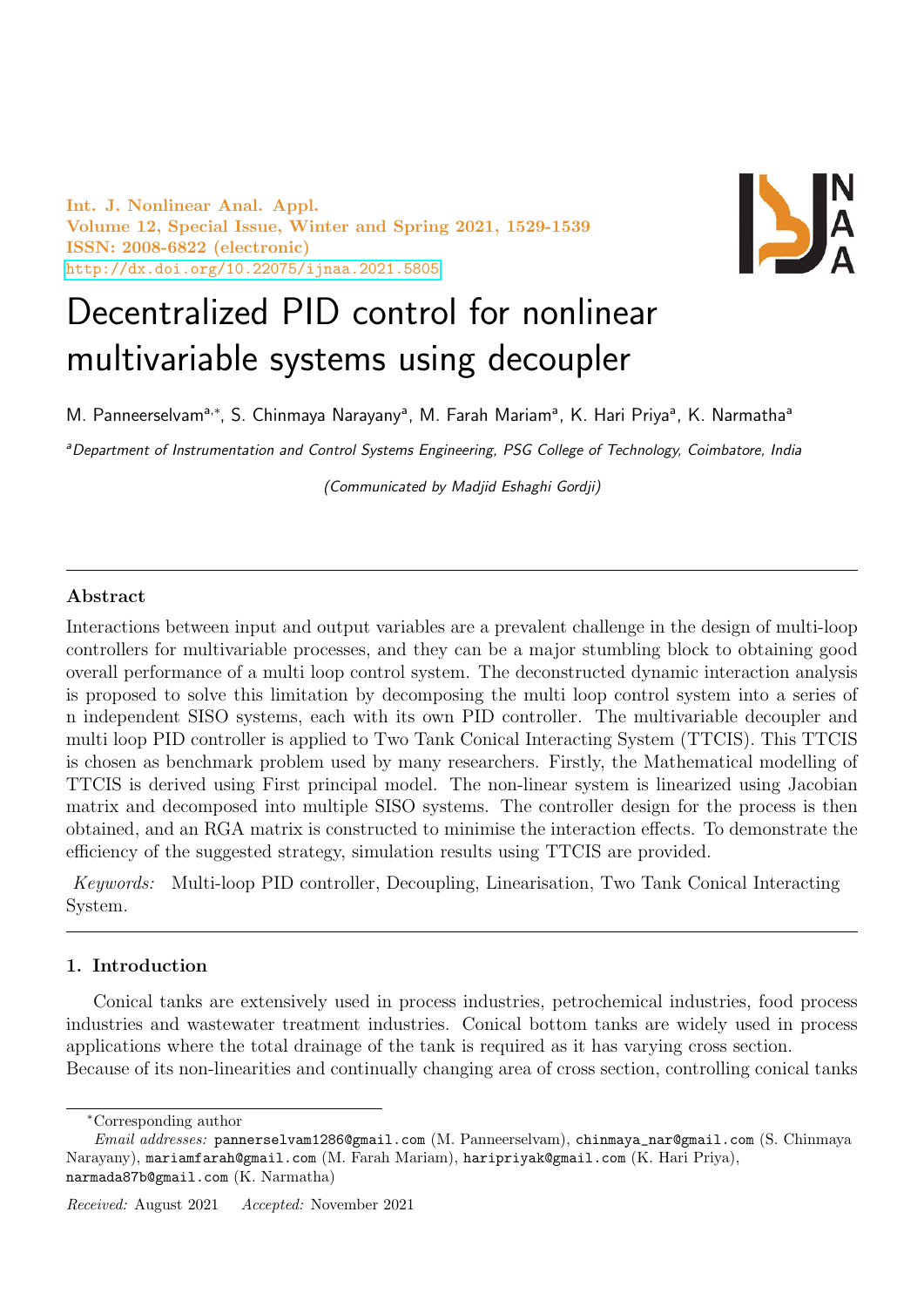Int. J. Nonlinear Anal. Appl.
Volume 12, Special Issue, Winter and Spring 2021, 1529-1539
ISSN: 2008-6822 (electronic)
http://dx.doi.org/10.22075/ijnaa.2021.5805

# Decentralized PID control for nonlinear multivariable systems using decoupler

M. Panneerselvam[a,*], S. Chinmaya Narayany[a], M. Farah Mariam[a], K. Hari Priya[a], K. Narmatha[a]

[a]*Department of Instrumentation and Control Systems Engineering, PSG College of Technology, Coimbatore, India*

*(Communicated by Madjid Eshaghi Gordji)*

## Abstract

Interactions between input and output variables are a prevalent challenge in the design of multi-loop controllers for multivariable processes, and they can be a major stumbling block to obtaining good overall performance of a multi loop control system. The deconstructed dynamic interaction analysis is proposed to solve this limitation by decomposing the multi loop control system into a series of n independent SISO systems, each with its own PID controller. The multivariable decoupler and multi loop PID controller is applied to Two Tank Conical Interacting System (TTCIS). This TTCIS is chosen as benchmark problem used by many researchers. Firstly, the Mathematical modelling of TTCIS is derived using First principal model. The non-linear system is linearized using Jacobian matrix and decomposed into multiple SISO systems. The controller design for the process is then obtained, and an RGA matrix is constructed to minimise the interaction effects. To demonstrate the efficiency of the suggested strategy, simulation results using TTCIS are provided.

*Keywords:* Multi-loop PID controller, Decoupling, Linearisation, Two Tank Conical Interacting System.

## 1. Introduction

Conical tanks are extensively used in process industries, petrochemical industries, food process industries and wastewater treatment industries. Conical bottom tanks are widely used in process applications where the total drainage of the tank is required as it has varying cross section.
Because of its non-linearities and continually changing area of cross section, controlling conical tanks

---

*Corresponding author

*Email addresses:* pannerselvam1286@gmail.com (M. Panneerselvam), chinmaya_nar@gmail.com (S. Chinmaya Narayany), mariamfarah@gmail.com (M. Farah Mariam), haripriyak@gmail.com (K. Hari Priya), narmada87b@gmail.com (K. Narmatha)

*Received:* August 2021 *Accepted:* November 2021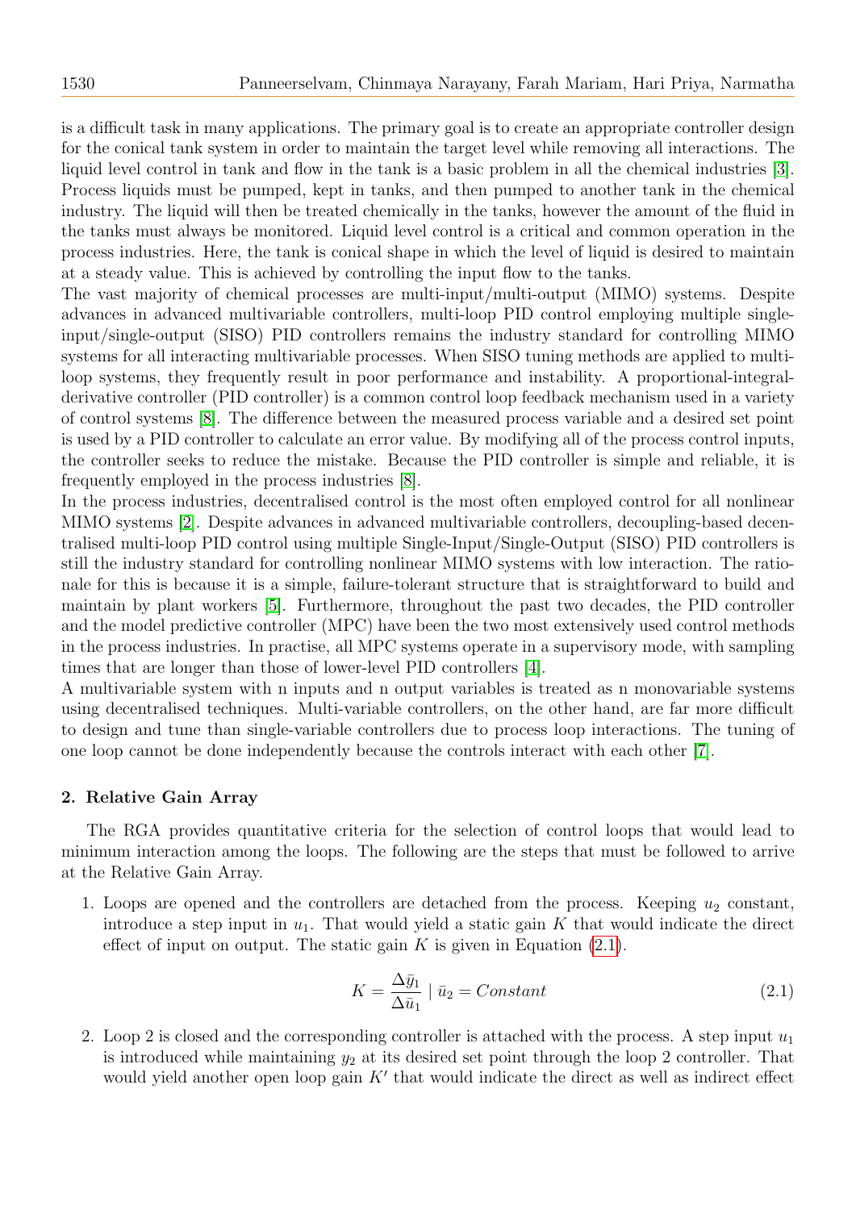is a difficult task in many applications. The primary goal is to create an appropriate controller design for the conical tank system in order to maintain the target level while removing all interactions. The liquid level control in tank and flow in the tank is a basic problem in all the chemical industries [3]. Process liquids must be pumped, kept in tanks, and then pumped to another tank in the chemical industry. The liquid will then be treated chemically in the tanks, however the amount of the fluid in the tanks must always be monitored. Liquid level control is a critical and common operation in the process industries. Here, the tank is conical shape in which the level of liquid is desired to maintain at a steady value. This is achieved by controlling the input flow to the tanks.

The vast majority of chemical processes are multi-input/multi-output (MIMO) systems. Despite advances in advanced multivariable controllers, multi-loop PID control employing multiple single-input/single-output (SISO) PID controllers remains the industry standard for controlling MIMO systems for all interacting multivariable processes. When SISO tuning methods are applied to multi-loop systems, they frequently result in poor performance and instability. A proportional-integral-derivative controller (PID controller) is a common control loop feedback mechanism used in a variety of control systems [8]. The difference between the measured process variable and a desired set point is used by a PID controller to calculate an error value. By modifying all of the process control inputs, the controller seeks to reduce the mistake. Because the PID controller is simple and reliable, it is frequently employed in the process industries [8].

In the process industries, decentralised control is the most often employed control for all nonlinear MIMO systems [2]. Despite advances in advanced multivariable controllers, decoupling-based decentralised multi-loop PID control using multiple Single-Input/Single-Output (SISO) PID controllers is still the industry standard for controlling nonlinear MIMO systems with low interaction. The rationale for this is because it is a simple, failure-tolerant structure that is straightforward to build and maintain by plant workers [5]. Furthermore, throughout the past two decades, the PID controller and the model predictive controller (MPC) have been the two most extensively used control methods in the process industries. In practise, all MPC systems operate in a supervisory mode, with sampling times that are longer than those of lower-level PID controllers [4].

A multivariable system with n inputs and n output variables is treated as n monovariable systems using decentralised techniques. Multi-variable controllers, on the other hand, are far more difficult to design and tune than single-variable controllers due to process loop interactions. The tuning of one loop cannot be done independently because the controls interact with each other [7].

## 2. Relative Gain Array

The RGA provides quantitative criteria for the selection of control loops that would lead to minimum interaction among the loops. The following are the steps that must be followed to arrive at the Relative Gain Array.

1. Loops are opened and the controllers are detached from the process. Keeping $u_2$ constant, introduce a step input in $u_1$. That would yield a static gain $K$ that would indicate the direct effect of input on output. The static gain $K$ is given in Equation (2.1).

$$K = \frac{\Delta \bar{y}_1}{\Delta \bar{u}_1} \mid \bar{u}_2 = Constant \tag{2.1}$$

2. Loop 2 is closed and the corresponding controller is attached with the process. A step input $u_1$ is introduced while maintaining $y_2$ at its desired set point through the loop 2 controller. That would yield another open loop gain $K'$ that would indicate the direct as well as indirect effect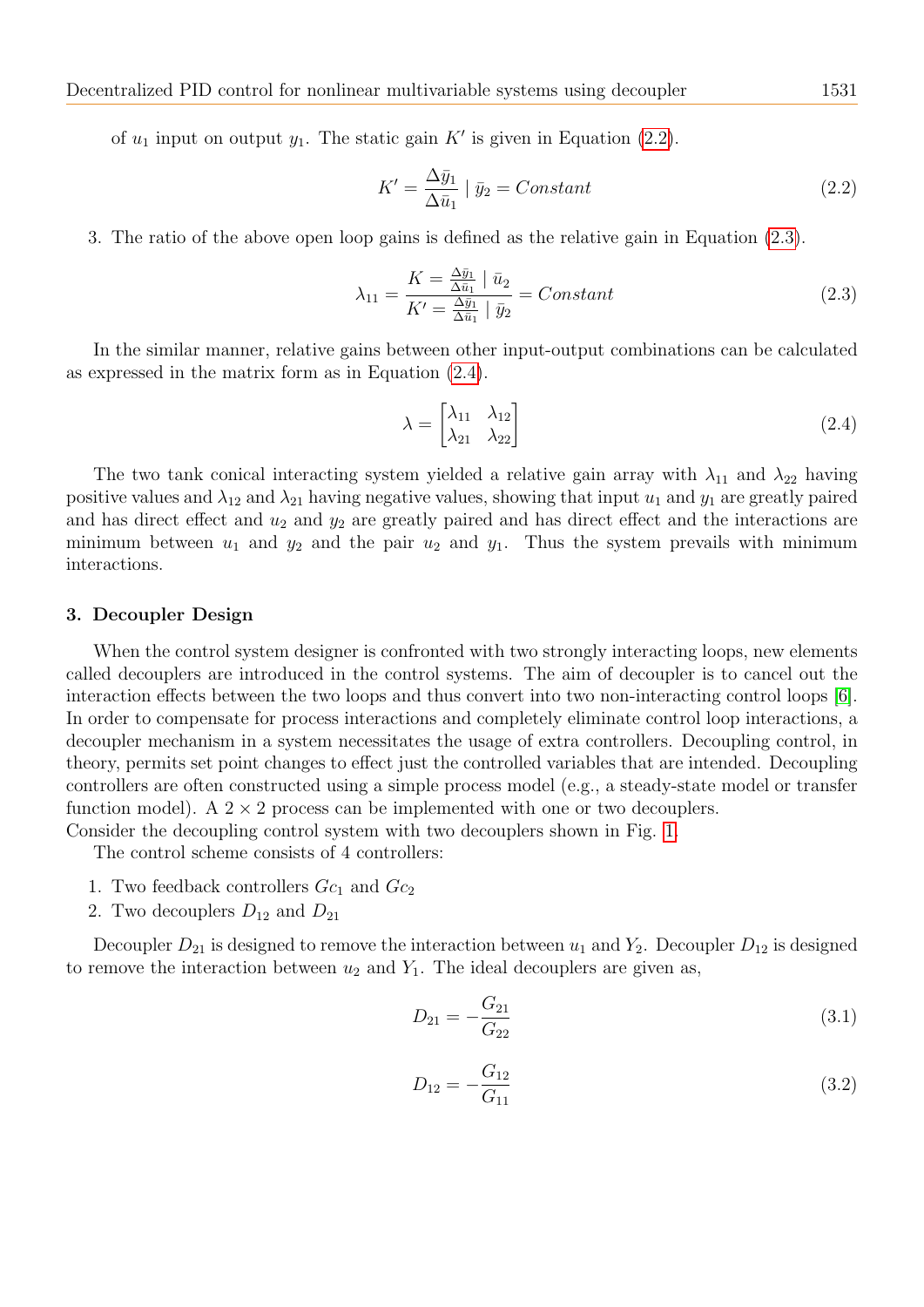of $u_1$ input on output $y_1$. The static gain $K'$ is given in Equation (2.2).

$$K' = \frac{\Delta \bar{y}_1}{\Delta \bar{u}_1} \mid \bar{y}_2 = Constant \tag{2.2}$$

3. The ratio of the above open loop gains is defined as the relative gain in Equation (2.3).

$$\lambda_{11} = \frac{K = \frac{\Delta \bar{y}_1}{\Delta \bar{u}_1} \mid \bar{u}_2}{K' = \frac{\Delta \bar{y}_1}{\Delta \bar{u}_1} \mid \bar{y}_2} = Constant \tag{2.3}$$

In the similar manner, relative gains between other input-output combinations can be calculated as expressed in the matrix form as in Equation (2.4).

$$\lambda = \begin{bmatrix} \lambda_{11} & \lambda_{12} \\ \lambda_{21} & \lambda_{22} \end{bmatrix} \tag{2.4}$$

The two tank conical interacting system yielded a relative gain array with $\lambda_{11}$ and $\lambda_{22}$ having positive values and $\lambda_{12}$ and $\lambda_{21}$ having negative values, showing that input $u_1$ and $y_1$ are greatly paired and has direct effect and $u_2$ and $y_2$ are greatly paired and has direct effect and the interactions are minimum between $u_1$ and $y_2$ and the pair $u_2$ and $y_1$. Thus the system prevails with minimum interactions.

## 3. Decoupler Design

When the control system designer is confronted with two strongly interacting loops, new elements called decouplers are introduced in the control systems. The aim of decoupler is to cancel out the interaction effects between the two loops and thus convert into two non-interacting control loops [6]. In order to compensate for process interactions and completely eliminate control loop interactions, a decoupler mechanism in a system necessitates the usage of extra controllers. Decoupling control, in theory, permits set point changes to effect just the controlled variables that are intended. Decoupling controllers are often constructed using a simple process model (e.g., a steady-state model or transfer function model). A $2 \times 2$ process can be implemented with one or two decouplers.
Consider the decoupling control system with two decouplers shown in Fig. 1.

The control scheme consists of 4 controllers:

1. Two feedback controllers $Gc_1$ and $Gc_2$
2. Two decouplers $D_{12}$ and $D_{21}$

Decoupler $D_{21}$ is designed to remove the interaction between $u_1$ and $Y_2$. Decoupler $D_{12}$ is designed to remove the interaction between $u_2$ and $Y_1$. The ideal decouplers are given as,

$$D_{21} = -\frac{G_{21}}{G_{22}} \tag{3.1}$$

$$D_{12} = -\frac{G_{12}}{G_{11}} \tag{3.2}$$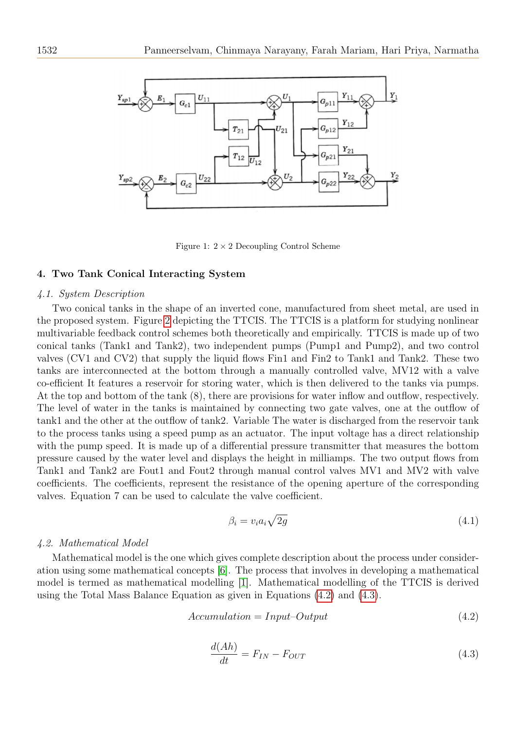Figure 1: $2 \times 2$ Decoupling Control Scheme

## 4. Two Tank Conical Interacting System

### *4.1. System Description*

Two conical tanks in the shape of an inverted cone, manufactured from sheet metal, are used in the proposed system. Figure 2 depicting the TTCIS. The TTCIS is a platform for studying nonlinear multivariable feedback control schemes both theoretically and empirically. TTCIS is made up of two conical tanks (Tank1 and Tank2), two independent pumps (Pump1 and Pump2), and two control valves (CV1 and CV2) that supply the liquid flows Fin1 and Fin2 to Tank1 and Tank2. These two tanks are interconnected at the bottom through a manually controlled valve, MV12 with a valve co-efficient It features a reservoir for storing water, which is then delivered to the tanks via pumps. At the top and bottom of the tank (8), there are provisions for water inflow and outflow, respectively. The level of water in the tanks is maintained by connecting two gate valves, one at the outflow of tank1 and the other at the outflow of tank2. Variable The water is discharged from the reservoir tank to the process tanks using a speed pump as an actuator. The input voltage has a direct relationship with the pump speed. It is made up of a differential pressure transmitter that measures the bottom pressure caused by the water level and displays the height in milliamps. The two output flows from Tank1 and Tank2 are Fout1 and Fout2 through manual control valves MV1 and MV2 with valve coefficients. The coefficients, represent the resistance of the opening aperture of the corresponding valves. Equation 7 can be used to calculate the valve coefficient.

$$\beta_i = v_i a_i \sqrt{2g} \tag{4.1}$$

### *4.2. Mathematical Model*

Mathematical model is the one which gives complete description about the process under consideration using some mathematical concepts [6]. The process that involves in developing a mathematical model is termed as mathematical modelling [1]. Mathematical modelling of the TTCIS is derived using the Total Mass Balance Equation as given in Equations (4.2) and (4.3).

$$Accumulation = Input\text{–}Output \tag{4.2}$$

$$\frac{d(Ah)}{dt} = F_{IN} - F_{OUT} \tag{4.3}$$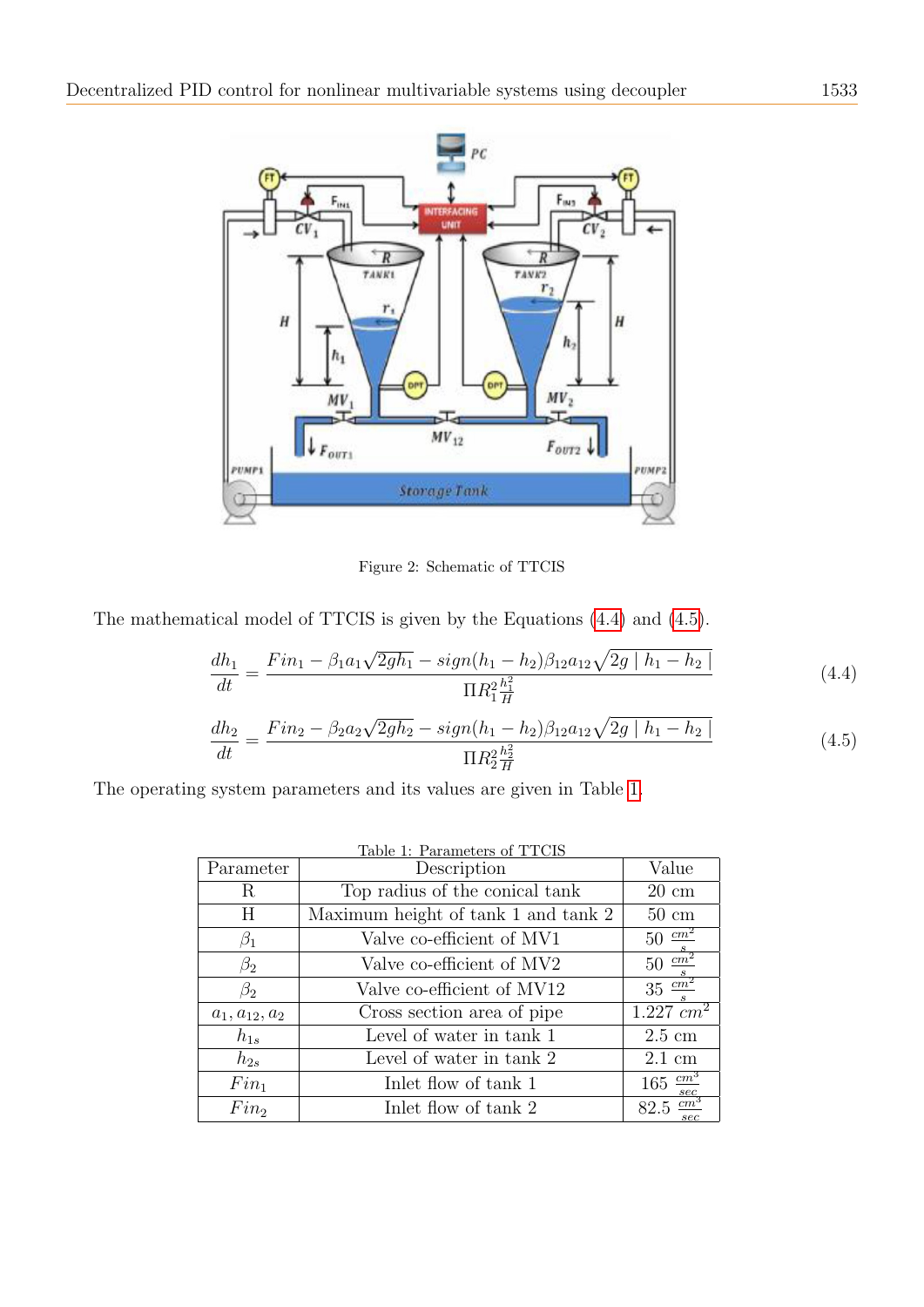Figure 2: Schematic of TTCIS

The mathematical model of TTCIS is given by the Equations (4.4) and (4.5).

$$\frac{dh_1}{dt} = \frac{Fin_1 - \beta_1 a_1 \sqrt{2gh_1} - sign(h_1 - h_2)\beta_{12} a_{12} \sqrt{2g \mid h_1 - h_2 \mid}}{\Pi R_1^2 \frac{h_1^2}{H}} \tag{4.4}$$

$$\frac{dh_2}{dt} = \frac{Fin_2 - \beta_2 a_2 \sqrt{2gh_2} - sign(h_1 - h_2)\beta_{12} a_{12} \sqrt{2g \mid h_1 - h_2 \mid}}{\Pi R_2^2 \frac{h_2^2}{H}} \tag{4.5}$$

The operating system parameters and its values are given in Table 1.

Table 1: Parameters of TTCIS

| Parameter | Description | Value |
|---|---|---|
| R | Top radius of the conical tank | 20 cm |
| H | Maximum height of tank 1 and tank 2 | 50 cm |
| $\beta_1$ | Valve co-efficient of MV1 | 50 $\frac{cm^2}{s}$ |
| $\beta_2$ | Valve co-efficient of MV2 | 50 $\frac{cm^2}{s}$ |
| $\beta_2$ | Valve co-efficient of MV12 | 35 $\frac{cm^2}{s}$ |
| $a_1, a_{12}, a_2$ | Cross section area of pipe | 1.227 $cm^2$ |
| $h_{1s}$ | Level of water in tank 1 | 2.5 cm |
| $h_{2s}$ | Level of water in tank 2 | 2.1 cm |
| $Fin_1$ | Inlet flow of tank 1 | 165 $\frac{cm^3}{sec}$ |
| $Fin_2$ | Inlet flow of tank 2 | 82.5 $\frac{cm^3}{sec}$ |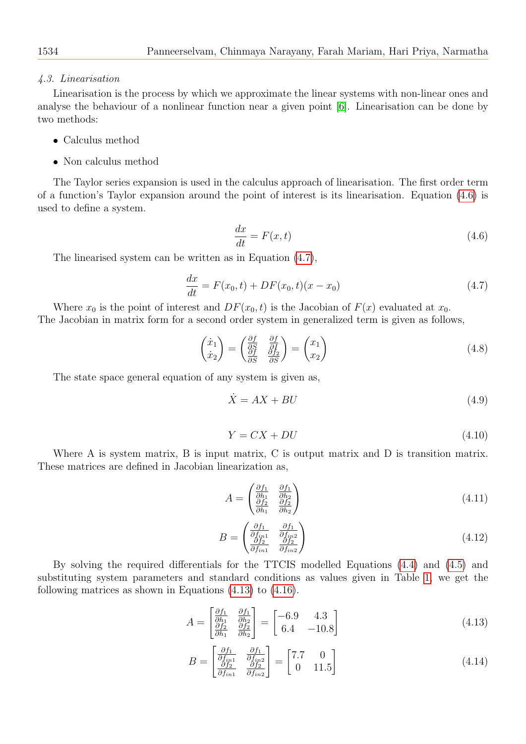*4.3. Linearisation*

Linearisation is the process by which we approximate the linear systems with non-linear ones and analyse the behaviour of a nonlinear function near a given point [6]. Linearisation can be done by two methods:

- Calculus method
- Non calculus method

The Taylor series expansion is used in the calculus approach of linearisation. The first order term of a function's Taylor expansion around the point of interest is its linearisation. Equation (4.6) is used to define a system.

$$\frac{dx}{dt} = F(x,t) \tag{4.6}$$

The linearised system can be written as in Equation (4.7),

$$\frac{dx}{dt} = F(x_0,t) + DF(x_0,t)(x - x_0) \tag{4.7}$$

Where $x_0$ is the point of interest and $DF(x_0,t)$ is the Jacobian of $F(x)$ evaluated at $x_0$. The Jacobian in matrix form for a second order system in generalized term is given as follows,

$$\begin{pmatrix} \dot{x}_1 \\ \dot{x}_2 \end{pmatrix} = \begin{pmatrix} \frac{\partial f}{\partial S} & \frac{\partial f}{\partial I} \\ \frac{\partial f}{\partial S} & \frac{\partial f_2}{\partial S} \end{pmatrix} = \begin{pmatrix} x_1 \\ x_2 \end{pmatrix} \tag{4.8}$$

The state space general equation of any system is given as,

$$\dot{X} = AX + BU \tag{4.9}$$

$$Y = CX + DU \tag{4.10}$$

Where A is system matrix, B is input matrix, C is output matrix and D is transition matrix. These matrices are defined in Jacobian linearization as,

$$A = \begin{pmatrix} \frac{\partial f_1}{\partial h_1} & \frac{\partial f_1}{\partial h_2} \\ \frac{\partial f_2}{\partial h_1} & \frac{\partial f_2}{\partial h_2} \end{pmatrix} \tag{4.11}$$

$$B = \begin{pmatrix} \frac{\partial f_1}{\partial f_{in1}} & \frac{\partial f_1}{\partial f_{in2}} \\ \frac{\partial f_2}{\partial f_{in1}} & \frac{\partial f_2}{\partial f_{in2}} \end{pmatrix} \tag{4.12}$$

By solving the required differentials for the TTCIS modelled Equations (4.4) and (4.5) and substituting system parameters and standard conditions as values given in Table 1, we get the following matrices as shown in Equations (4.13) to (4.16).

$$A = \begin{bmatrix} \frac{\partial f_1}{\partial h_1} & \frac{\partial f_1}{\partial h_2} \\ \frac{\partial f_2}{\partial h_1} & \frac{\partial f_2}{\partial h_2} \end{bmatrix} = \begin{bmatrix} -6.9 & 4.3 \\ 6.4 & -10.8 \end{bmatrix} \tag{4.13}$$

$$B = \begin{bmatrix} \frac{\partial f_1}{\partial f_{in1}} & \frac{\partial f_1}{\partial f_{in2}} \\ \frac{\partial f_2}{\partial f_{in1}} & \frac{\partial f_2}{\partial f_{in2}} \end{bmatrix} = \begin{bmatrix} 7.7 & 0 \\ 0 & 11.5 \end{bmatrix} \tag{4.14}$$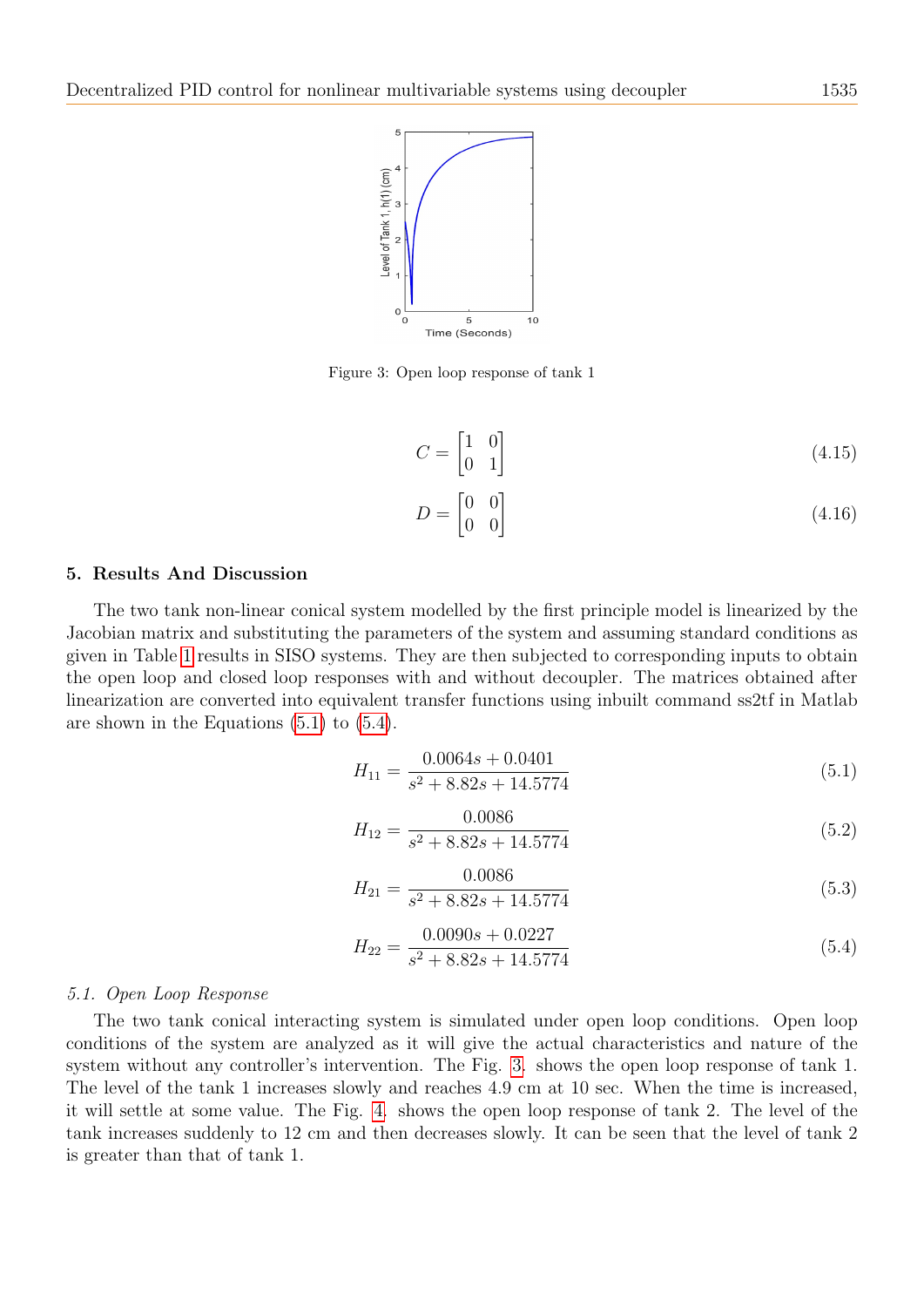Figure 3: Open loop response of tank 1

$$C = \begin{bmatrix} 1 & 0 \\ 0 & 1 \end{bmatrix} \tag{4.15}$$

$$D = \begin{bmatrix} 0 & 0 \\ 0 & 0 \end{bmatrix} \tag{4.16}$$

## 5. Results And Discussion

The two tank non-linear conical system modelled by the first principle model is linearized by the Jacobian matrix and substituting the parameters of the system and assuming standard conditions as given in Table 1 results in SISO systems. They are then subjected to corresponding inputs to obtain the open loop and closed loop responses with and without decoupler. The matrices obtained after linearization are converted into equivalent transfer functions using inbuilt command ss2tf in Matlab are shown in the Equations (5.1) to (5.4).

$$H_{11} = \frac{0.0064s + 0.0401}{s^2 + 8.82s + 14.5774} \tag{5.1}$$

$$H_{12} = \frac{0.0086}{s^2 + 8.82s + 14.5774} \tag{5.2}$$

$$H_{21} = \frac{0.0086}{s^2 + 8.82s + 14.5774} \tag{5.3}$$

$$H_{22} = \frac{0.0090s + 0.0227}{s^2 + 8.82s + 14.5774} \tag{5.4}$$

### *5.1. Open Loop Response*

The two tank conical interacting system is simulated under open loop conditions. Open loop conditions of the system are analyzed as it will give the actual characteristics and nature of the system without any controller's intervention. The Fig. 3. shows the open loop response of tank 1. The level of the tank 1 increases slowly and reaches 4.9 cm at 10 sec. When the time is increased, it will settle at some value. The Fig. 4. shows the open loop response of tank 2. The level of the tank increases suddenly to 12 cm and then decreases slowly. It can be seen that the level of tank 2 is greater than that of tank 1.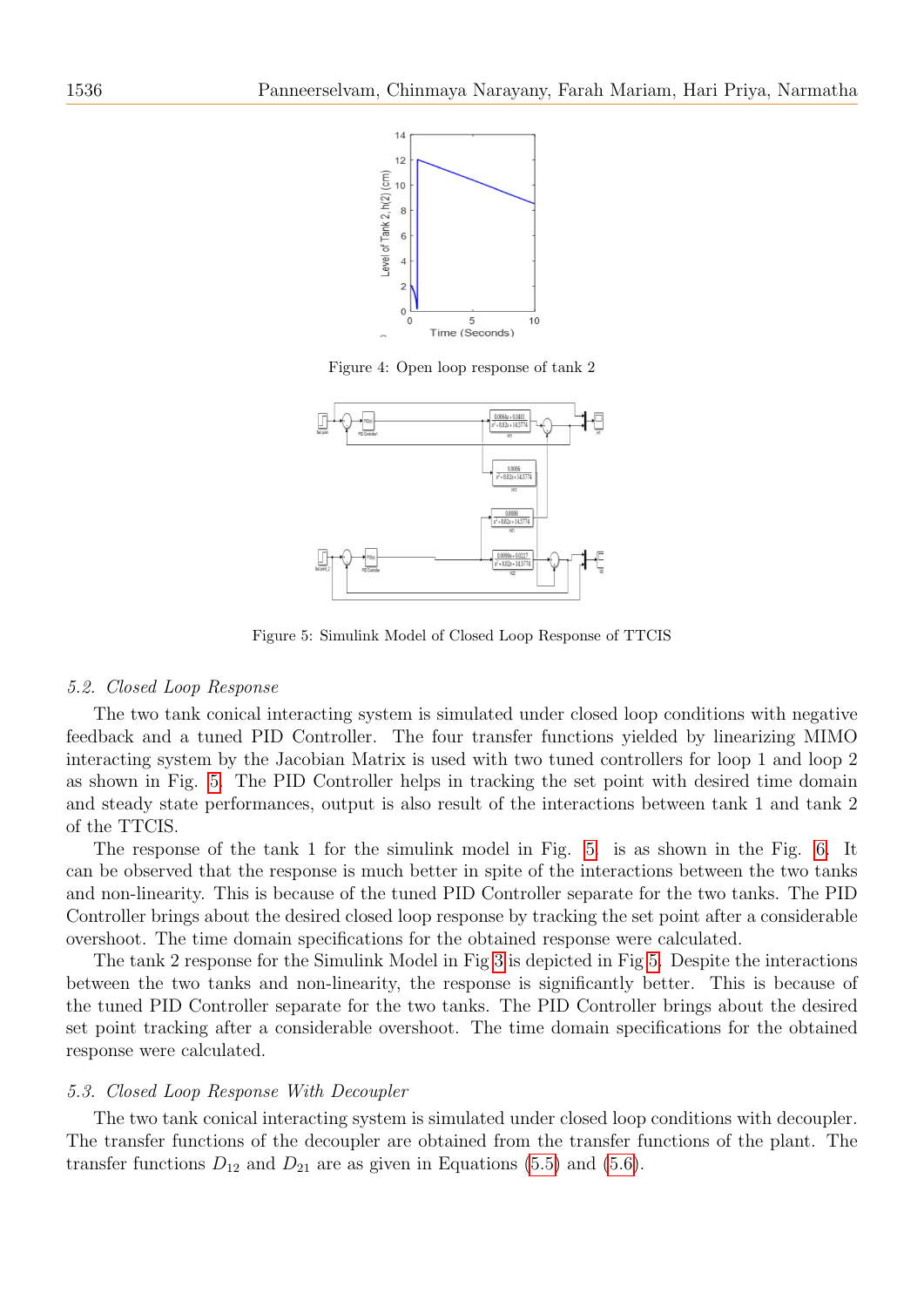Figure 4: Open loop response of tank 2

Figure 5: Simulink Model of Closed Loop Response of TTCIS

### 5.2. Closed Loop Response

The two tank conical interacting system is simulated under closed loop conditions with negative feedback and a tuned PID Controller. The four transfer functions yielded by linearizing MIMO interacting system by the Jacobian Matrix is used with two tuned controllers for loop 1 and loop 2 as shown in Fig. 5. The PID Controller helps in tracking the set point with desired time domain and steady state performances, output is also result of the interactions between tank 1 and tank 2 of the TTCIS.

The response of the tank 1 for the simulink model in Fig. 5. is as shown in the Fig. 6. It can be observed that the response is much better in spite of the interactions between the two tanks and non-linearity. This is because of the tuned PID Controller separate for the two tanks. The PID Controller brings about the desired closed loop response by tracking the set point after a considerable overshoot. The time domain specifications for the obtained response were calculated.

The tank 2 response for the Simulink Model in Fig 3 is depicted in Fig 5. Despite the interactions between the two tanks and non-linearity, the response is significantly better. This is because of the tuned PID Controller separate for the two tanks. The PID Controller brings about the desired set point tracking after a considerable overshoot. The time domain specifications for the obtained response were calculated.

### 5.3. Closed Loop Response With Decoupler

The two tank conical interacting system is simulated under closed loop conditions with decoupler. The transfer functions of the decoupler are obtained from the transfer functions of the plant. The transfer functions $D_{12}$ and $D_{21}$ are as given in Equations (5.5) and (5.6).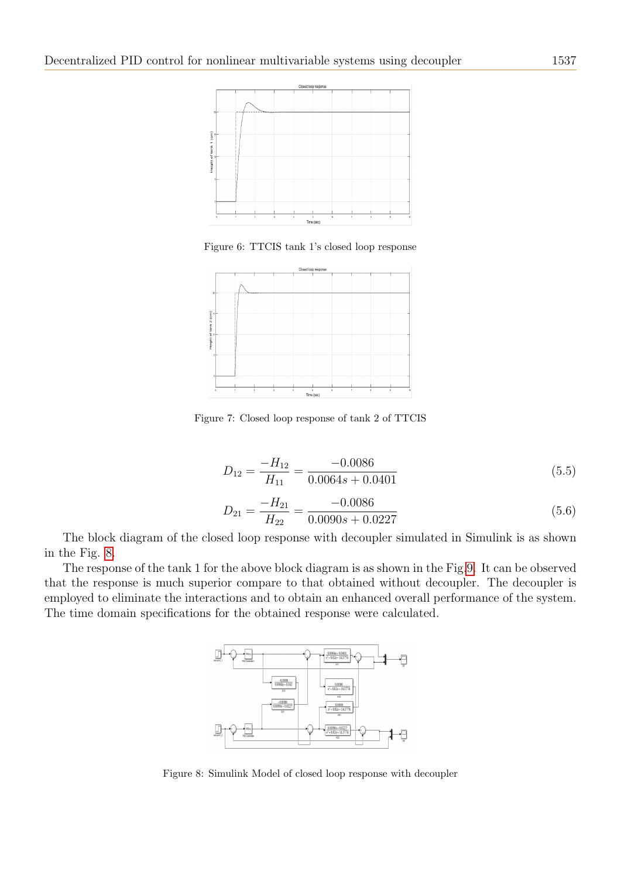Figure 6: TTCIS tank 1's closed loop response

Figure 7: Closed loop response of tank 2 of TTCIS

$$D_{12} = \frac{-H_{12}}{H_{11}} = \frac{-0.0086}{0.0064s + 0.0401} \tag{5.5}$$

$$D_{21} = \frac{-H_{21}}{H_{22}} = \frac{-0.0086}{0.0090s + 0.0227} \tag{5.6}$$

The block diagram of the closed loop response with decoupler simulated in Simulink is as shown in the Fig. 8.

The response of the tank 1 for the above block diagram is as shown in the Fig.9. It can be observed that the response is much superior compare to that obtained without decoupler. The decoupler is employed to eliminate the interactions and to obtain an enhanced overall performance of the system. The time domain specifications for the obtained response were calculated.

Figure 8: Simulink Model of closed loop response with decoupler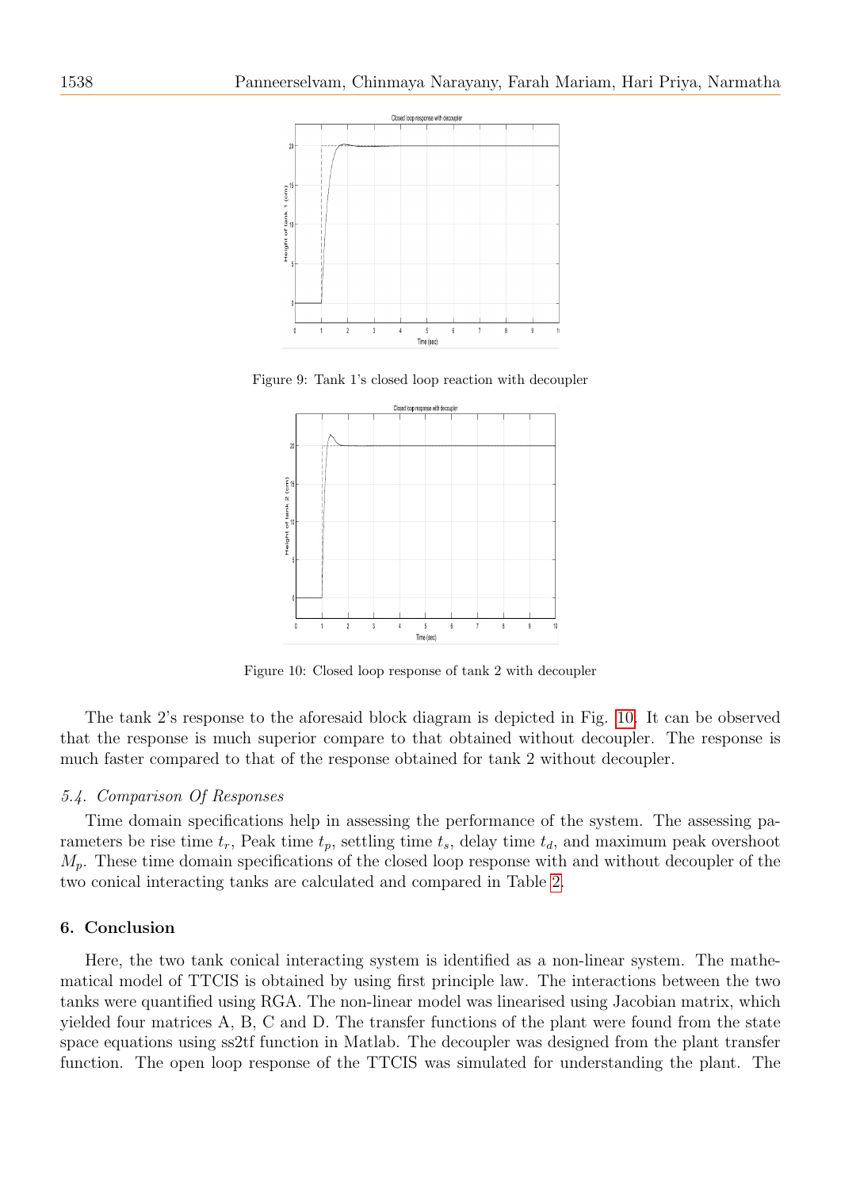Figure 9: Tank 1's closed loop reaction with decoupler

Figure 10: Closed loop response of tank 2 with decoupler

The tank 2's response to the aforesaid block diagram is depicted in Fig. 10. It can be observed that the response is much superior compare to that obtained without decoupler. The response is much faster compared to that of the response obtained for tank 2 without decoupler.

### *5.4. Comparison Of Responses*

Time domain specifications help in assessing the performance of the system. The assessing parameters be rise time $t_r$, Peak time $t_p$, settling time $t_s$, delay time $t_d$, and maximum peak overshoot $M_p$. These time domain specifications of the closed loop response with and without decoupler of the two conical interacting tanks are calculated and compared in Table 2.

## 6. Conclusion

Here, the two tank conical interacting system is identified as a non-linear system. The mathematical model of TTCIS is obtained by using first principle law. The interactions between the two tanks were quantified using RGA. The non-linear model was linearised using Jacobian matrix, which yielded four matrices A, B, C and D. The transfer functions of the plant were found from the state space equations using ss2tf function in Matlab. The decoupler was designed from the plant transfer function. The open loop response of the TTCIS was simulated for understanding the plant. The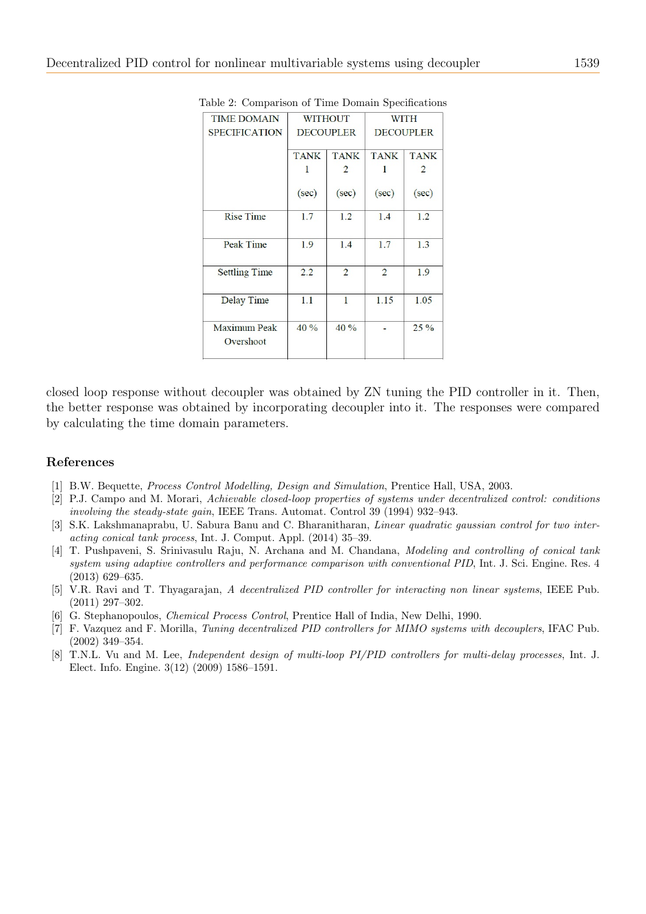Table 2: Comparison of Time Domain Specifications

| TIME DOMAIN SPECIFICATION | WITHOUT DECOUPLER | | WITH DECOUPLER | |
|---|---|---|---|---|
| | TANK 1 (sec) | TANK 2 (sec) | TANK 1 (sec) | TANK 2 (sec) |
| Rise Time | 1.7 | 1.2 | 1.4 | 1.2 |
| Peak Time | 1.9 | 1.4 | 1.7 | 1.3 |
| Settling Time | 2.2 | 2 | 2 | 1.9 |
| Delay Time | 1.1 | 1 | 1.15 | 1.05 |
| Maximum Peak Overshoot | 40 % | 40 % | - | 25 % |

closed loop response without decoupler was obtained by ZN tuning the PID controller in it. Then, the better response was obtained by incorporating decoupler into it. The responses were compared by calculating the time domain parameters.

## References

[1] B.W. Bequette, *Process Control Modelling, Design and Simulation*, Prentice Hall, USA, 2003.

[2] P.J. Campo and M. Morari, *Achievable closed-loop properties of systems under decentralized control: conditions involving the steady-state gain*, IEEE Trans. Automat. Control 39 (1994) 932–943.

[3] S.K. Lakshmanaprabu, U. Sabura Banu and C. Bharanitharan, *Linear quadratic gaussian control for two interacting conical tank process*, Int. J. Comput. Appl. (2014) 35–39.

[4] T. Pushpaveni, S. Srinivasulu Raju, N. Archana and M. Chandana, *Modeling and controlling of conical tank system using adaptive controllers and performance comparison with conventional PID*, Int. J. Sci. Engine. Res. 4 (2013) 629–635.

[5] V.R. Ravi and T. Thyagarajan, *A decentralized PID controller for interacting non linear systems*, IEEE Pub. (2011) 297–302.

[6] G. Stephanopoulos, *Chemical Process Control*, Prentice Hall of India, New Delhi, 1990.

[7] F. Vazquez and F. Morilla, *Tuning decentralized PID controllers for MIMO systems with decouplers*, IFAC Pub. (2002) 349–354.

[8] T.N.L. Vu and M. Lee, *Independent design of multi-loop PI/PID controllers for multi-delay processes*, Int. J. Elect. Info. Engine. 3(12) (2009) 1586–1591.